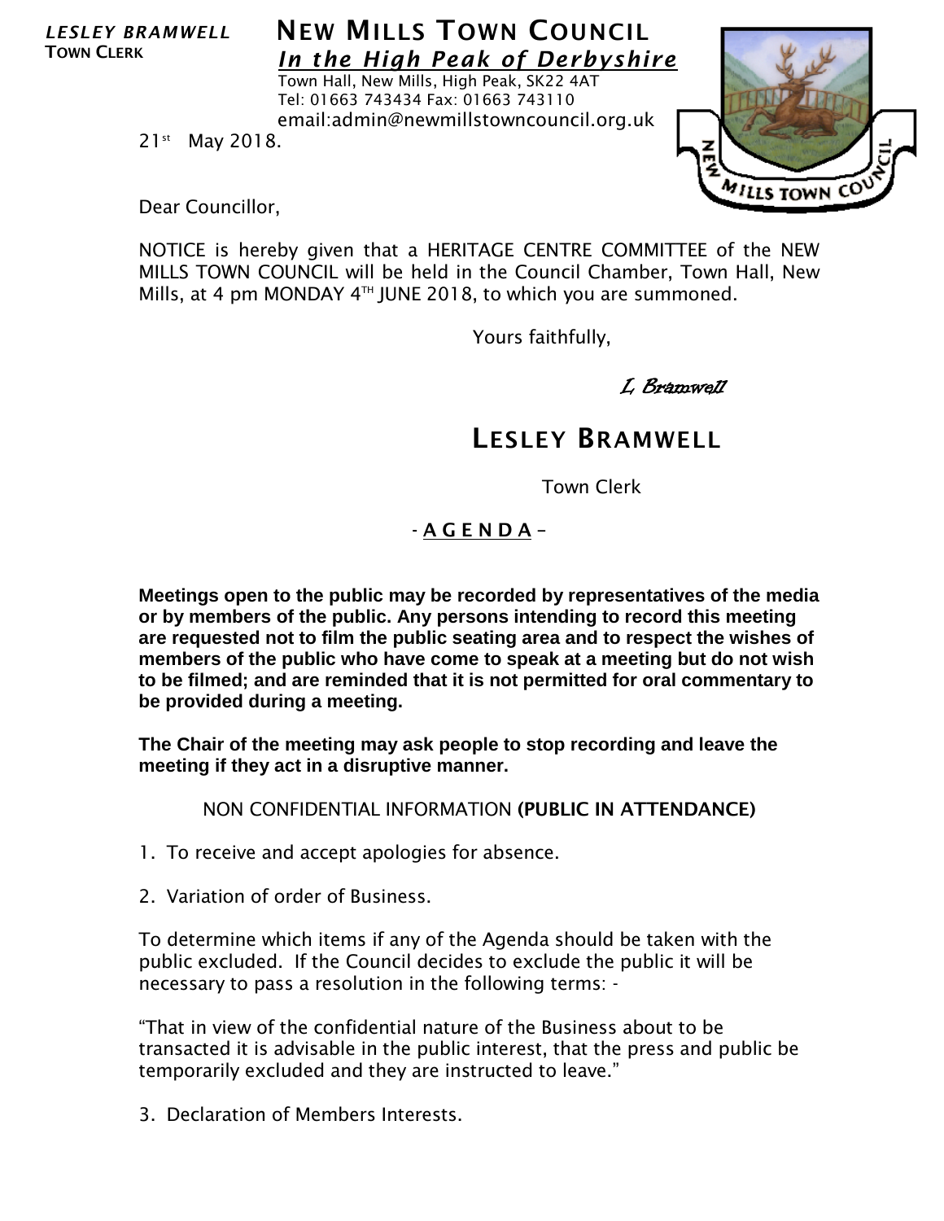***LESLEY BRAMWELL***
**TOWN CLERK**

# NEW MILLS TOWN COUNCIL

***In the High Peak of Derbyshire***

Town Hall, New Mills, High Peak, SK22 4AT
Tel: 01663 743434 Fax: 01663 743110
email:admin@newmillstowncouncil.org.uk

21st May 2018.

Dear Councillor,

NOTICE is hereby given that a HERITAGE CENTRE COMMITTEE of the NEW MILLS TOWN COUNCIL will be held in the Council Chamber, Town Hall, New Mills, at 4 pm MONDAY 4TH JUNE 2018, to which you are summoned.

Yours faithfully,

*L Bramwell*

**LESLEY BRAMWELL**

Town Clerk

## - A G E N D A –

**Meetings open to the public may be recorded by representatives of the media or by members of the public. Any persons intending to record this meeting are requested not to film the public seating area and to respect the wishes of members of the public who have come to speak at a meeting but do not wish to be filmed; and are reminded that it is not permitted for oral commentary to be provided during a meeting.**

**The Chair of the meeting may ask people to stop recording and leave the meeting if they act in a disruptive manner.**

NON CONFIDENTIAL INFORMATION **(PUBLIC IN ATTENDANCE)**

1. To receive and accept apologies for absence.

2. Variation of order of Business.

To determine which items if any of the Agenda should be taken with the public excluded. If the Council decides to exclude the public it will be necessary to pass a resolution in the following terms: -

"That in view of the confidential nature of the Business about to be transacted it is advisable in the public interest, that the press and public be temporarily excluded and they are instructed to leave."

3. Declaration of Members Interests.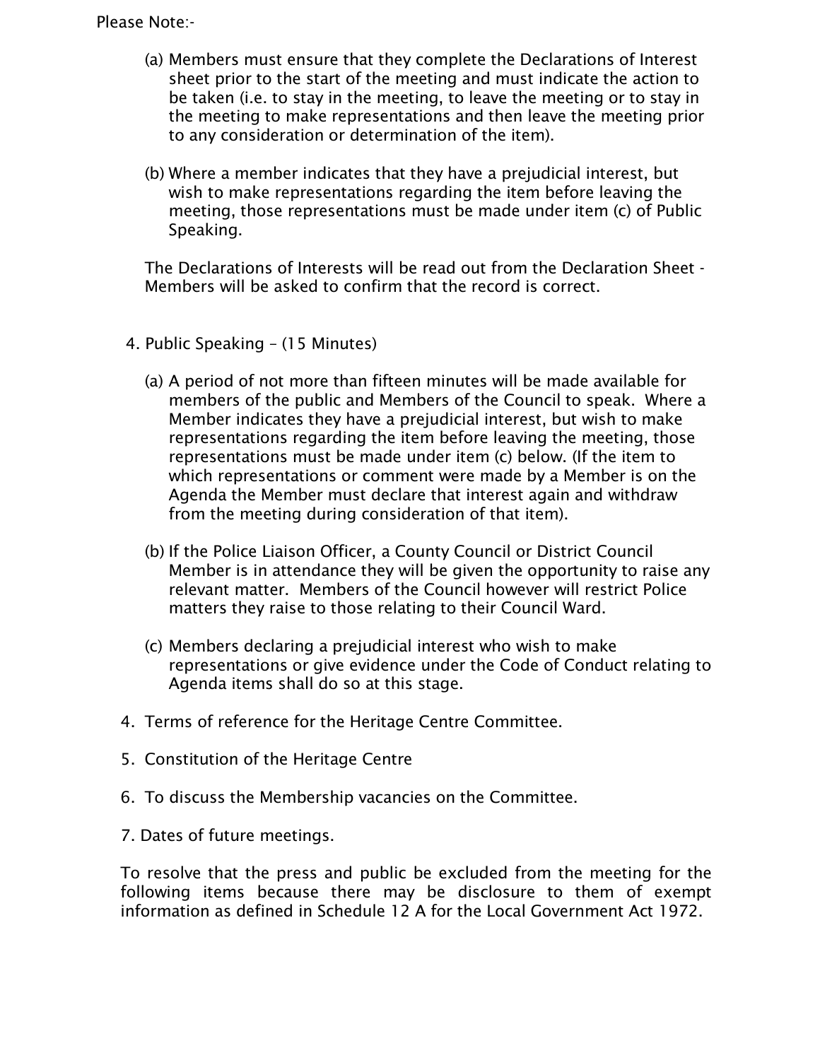Please Note:-

(a) Members must ensure that they complete the Declarations of Interest sheet prior to the start of the meeting and must indicate the action to be taken (i.e. to stay in the meeting, to leave the meeting or to stay in the meeting to make representations and then leave the meeting prior to any consideration or determination of the item).

(b) Where a member indicates that they have a prejudicial interest, but wish to make representations regarding the item before leaving the meeting, those representations must be made under item (c) of Public Speaking.

The Declarations of Interests will be read out from the Declaration Sheet - Members will be asked to confirm that the record is correct.

4. Public Speaking – (15 Minutes)

(a) A period of not more than fifteen minutes will be made available for members of the public and Members of the Council to speak. Where a Member indicates they have a prejudicial interest, but wish to make representations regarding the item before leaving the meeting, those representations must be made under item (c) below. (If the item to which representations or comment were made by a Member is on the Agenda the Member must declare that interest again and withdraw from the meeting during consideration of that item).

(b) If the Police Liaison Officer, a County Council or District Council Member is in attendance they will be given the opportunity to raise any relevant matter. Members of the Council however will restrict Police matters they raise to those relating to their Council Ward.

(c) Members declaring a prejudicial interest who wish to make representations or give evidence under the Code of Conduct relating to Agenda items shall do so at this stage.

4. Terms of reference for the Heritage Centre Committee.

5. Constitution of the Heritage Centre

6. To discuss the Membership vacancies on the Committee.

7. Dates of future meetings.

To resolve that the press and public be excluded from the meeting for the following items because there may be disclosure to them of exempt information as defined in Schedule 12 A for the Local Government Act 1972.